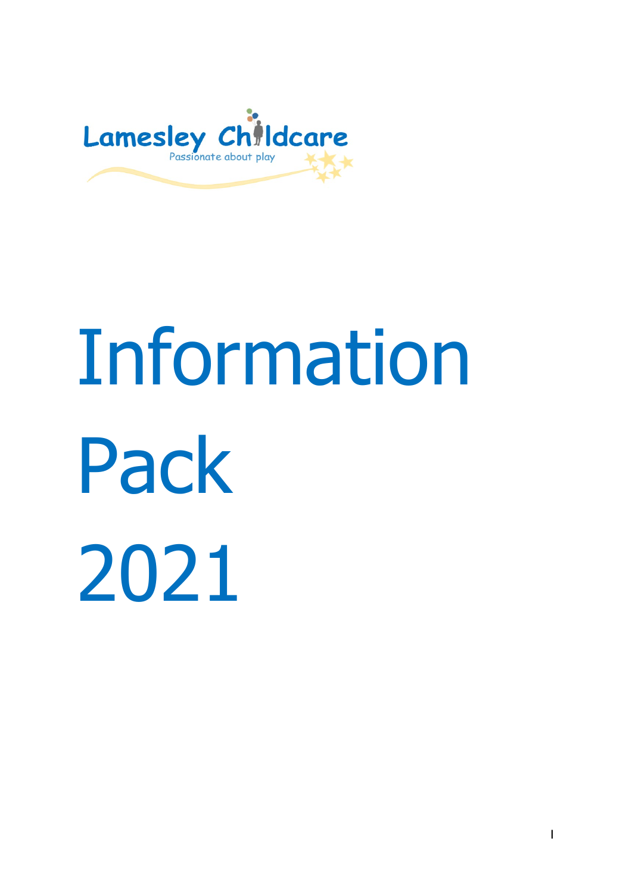Lamesley Childcare

Passionate about play

# Information Pack 2021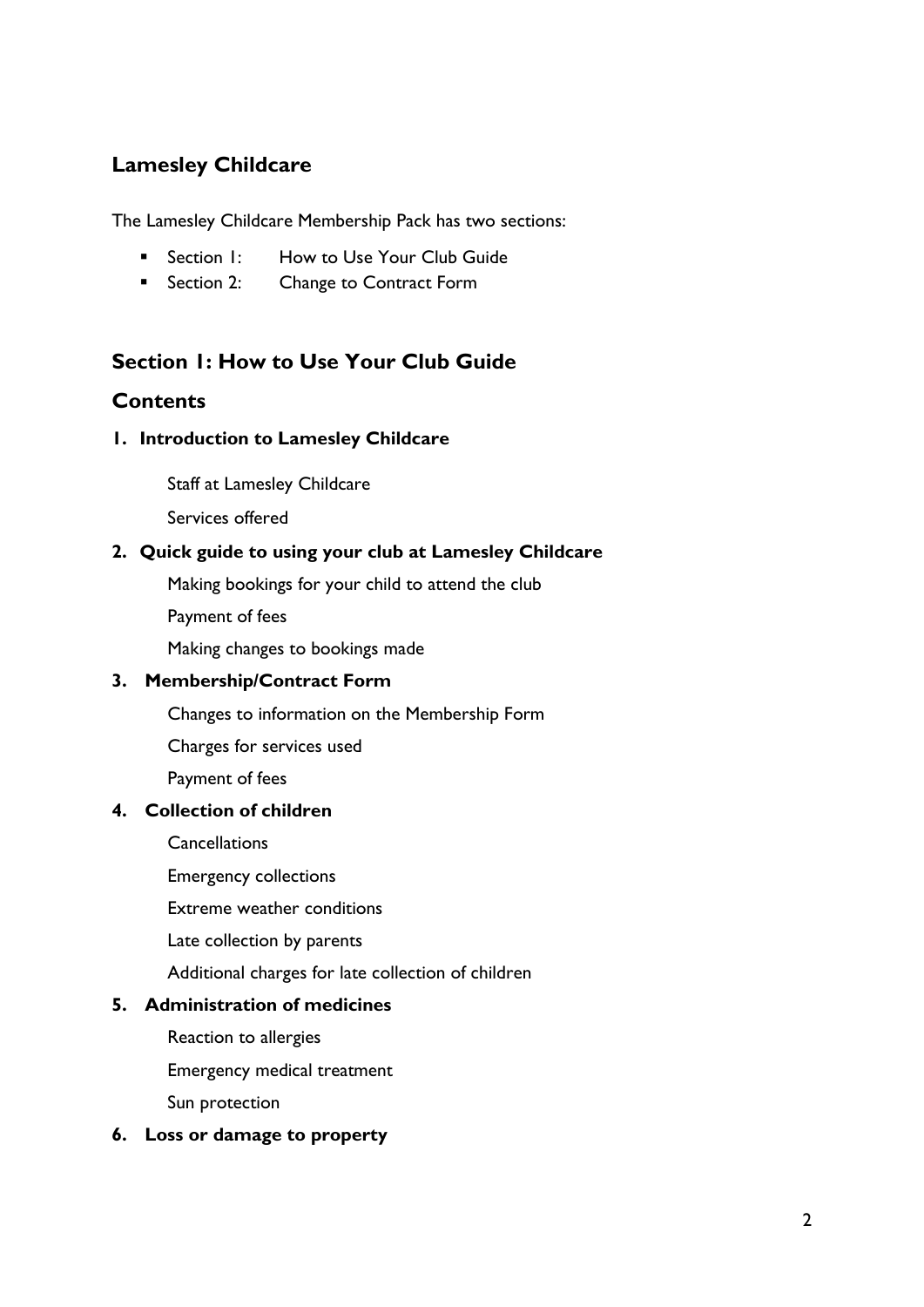## Lamesley Childcare

The Lamesley Childcare Membership Pack has two sections:

- Section 1: How to Use Your Club Guide
- Section 2: Change to Contract Form

## Section 1: How to Use Your Club Guide

## Contents

**1. Introduction to Lamesley Childcare**

Staff at Lamesley Childcare

Services offered

**2. Quick guide to using your club at Lamesley Childcare**

Making bookings for your child to attend the club

Payment of fees

Making changes to bookings made

**3. Membership/Contract Form**

Changes to information on the Membership Form

Charges for services used

Payment of fees

**4. Collection of children**

Cancellations

Emergency collections

Extreme weather conditions

Late collection by parents

Additional charges for late collection of children

**5. Administration of medicines**

Reaction to allergies

Emergency medical treatment

Sun protection

**6. Loss or damage to property**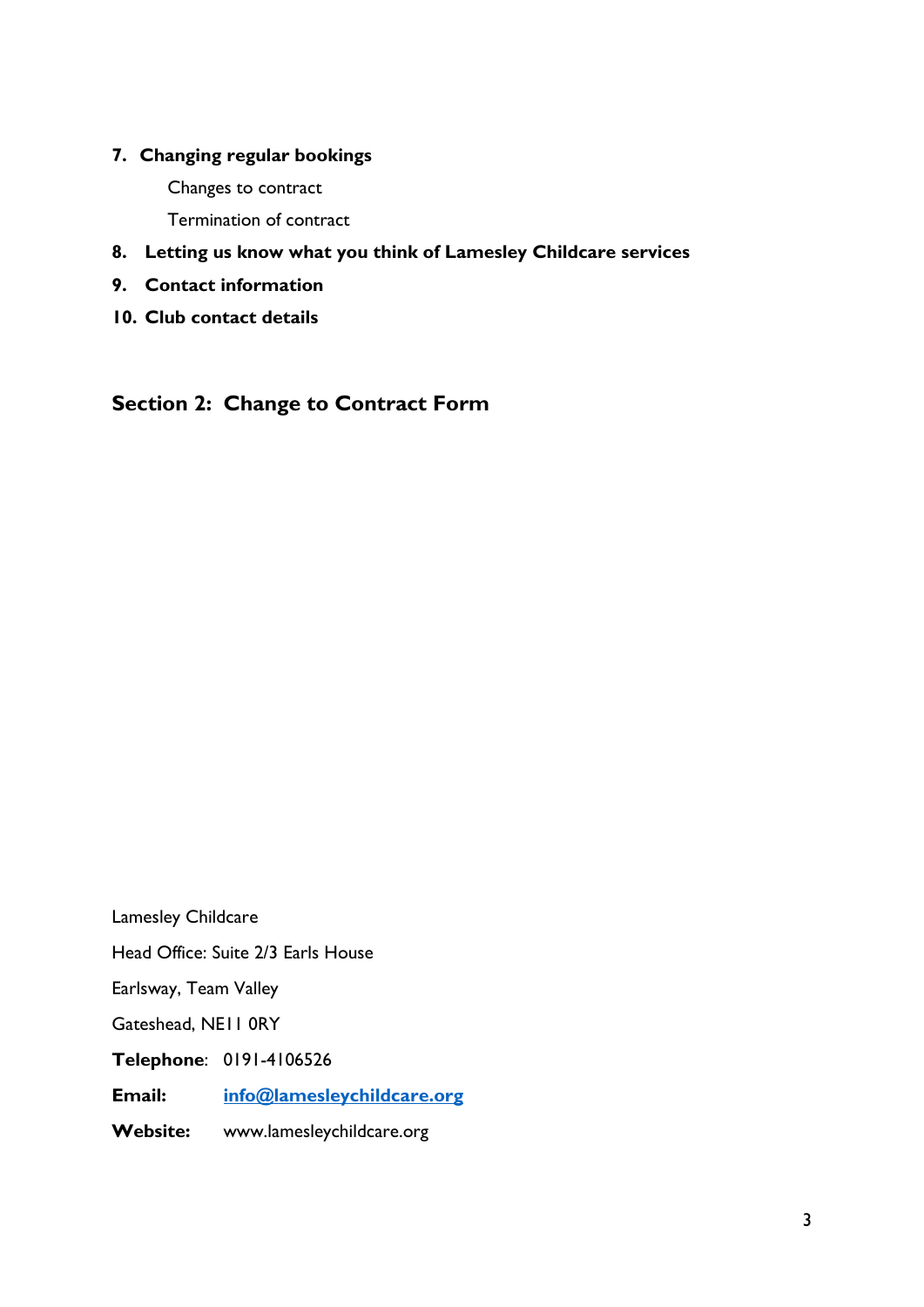7. **Changing regular bookings**

    Changes to contract

    Termination of contract

8. **Letting us know what you think of Lamesley Childcare services**
9. **Contact information**
10. **Club contact details**

## Section 2: Change to Contract Form

Lamesley Childcare

Head Office: Suite 2/3 Earls House

Earlsway, Team Valley

Gateshead, NE11 0RY

**Telephone**: 0191-4106526

**Email:** info@lamesleychildcare.org

**Website:** www.lamesleychildcare.org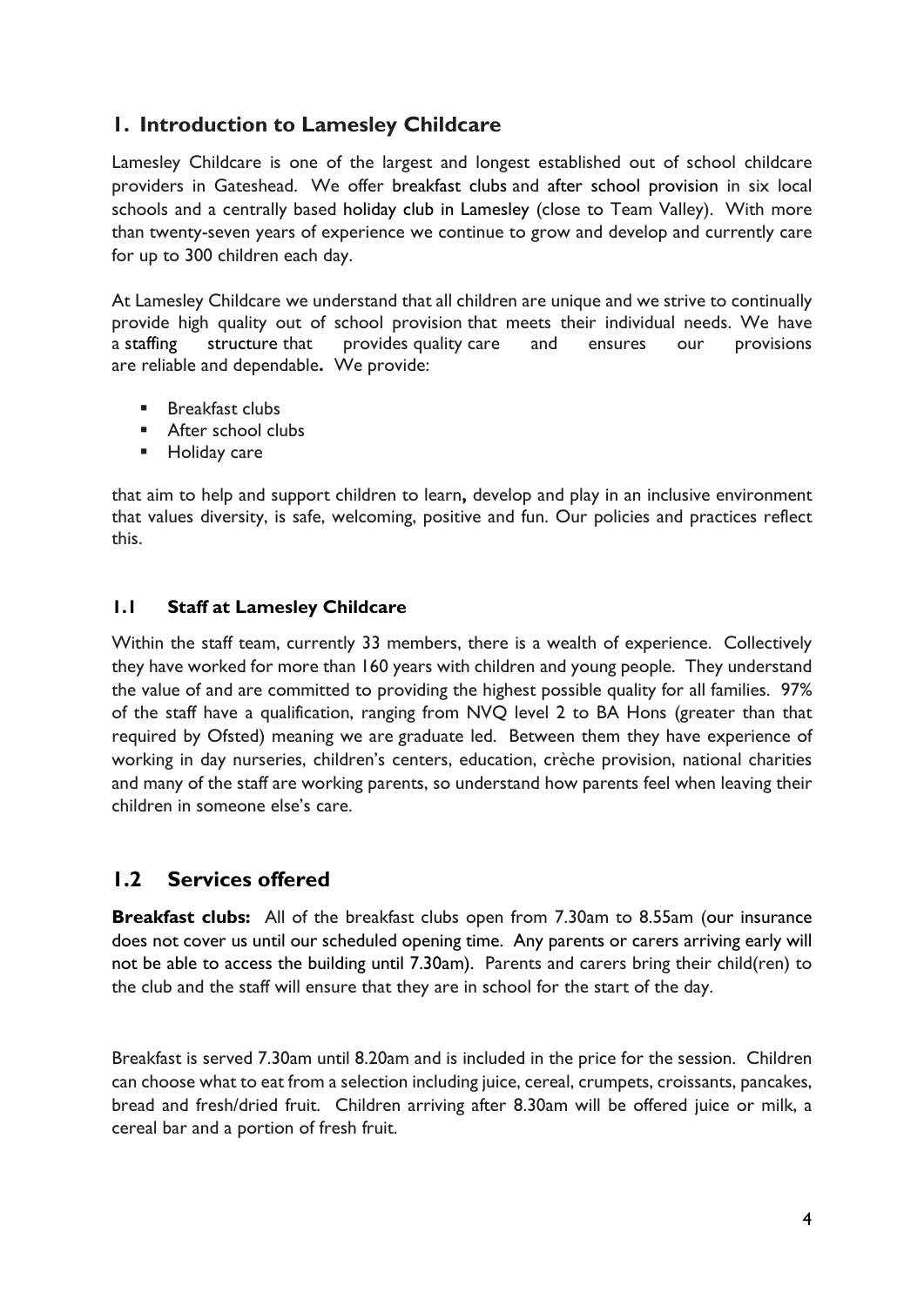## 1. Introduction to Lamesley Childcare

Lamesley Childcare is one of the largest and longest established out of school childcare providers in Gateshead. We offer breakfast clubs and after school provision in six local schools and a centrally based holiday club in Lamesley (close to Team Valley). With more than twenty-seven years of experience we continue to grow and develop and currently care for up to 300 children each day.

At Lamesley Childcare we understand that all children are unique and we strive to continually provide high quality out of school provision that meets their individual needs. We have a staffing structure that provides quality care and ensures our provisions are reliable and dependable**.** We provide:

- Breakfast clubs
- After school clubs
- Holiday care

that aim to help and support children to learn**,** develop and play in an inclusive environment that values diversity, is safe, welcoming, positive and fun. Our policies and practices reflect this.

### 1.1 Staff at Lamesley Childcare

Within the staff team, currently 33 members, there is a wealth of experience. Collectively they have worked for more than 160 years with children and young people. They understand the value of and are committed to providing the highest possible quality for all families. 97% of the staff have a qualification, ranging from NVQ level 2 to BA Hons (greater than that required by Ofsted) meaning we are graduate led. Between them they have experience of working in day nurseries, children's centers, education, crèche provision, national charities and many of the staff are working parents, so understand how parents feel when leaving their children in someone else's care.

## 1.2 Services offered

**Breakfast clubs:** All of the breakfast clubs open from 7.30am to 8.55am (our insurance does not cover us until our scheduled opening time. Any parents or carers arriving early will not be able to access the building until 7.30am). Parents and carers bring their child(ren) to the club and the staff will ensure that they are in school for the start of the day.

Breakfast is served 7.30am until 8.20am and is included in the price for the session. Children can choose what to eat from a selection including juice, cereal, crumpets, croissants, pancakes, bread and fresh/dried fruit. Children arriving after 8.30am will be offered juice or milk, a cereal bar and a portion of fresh fruit.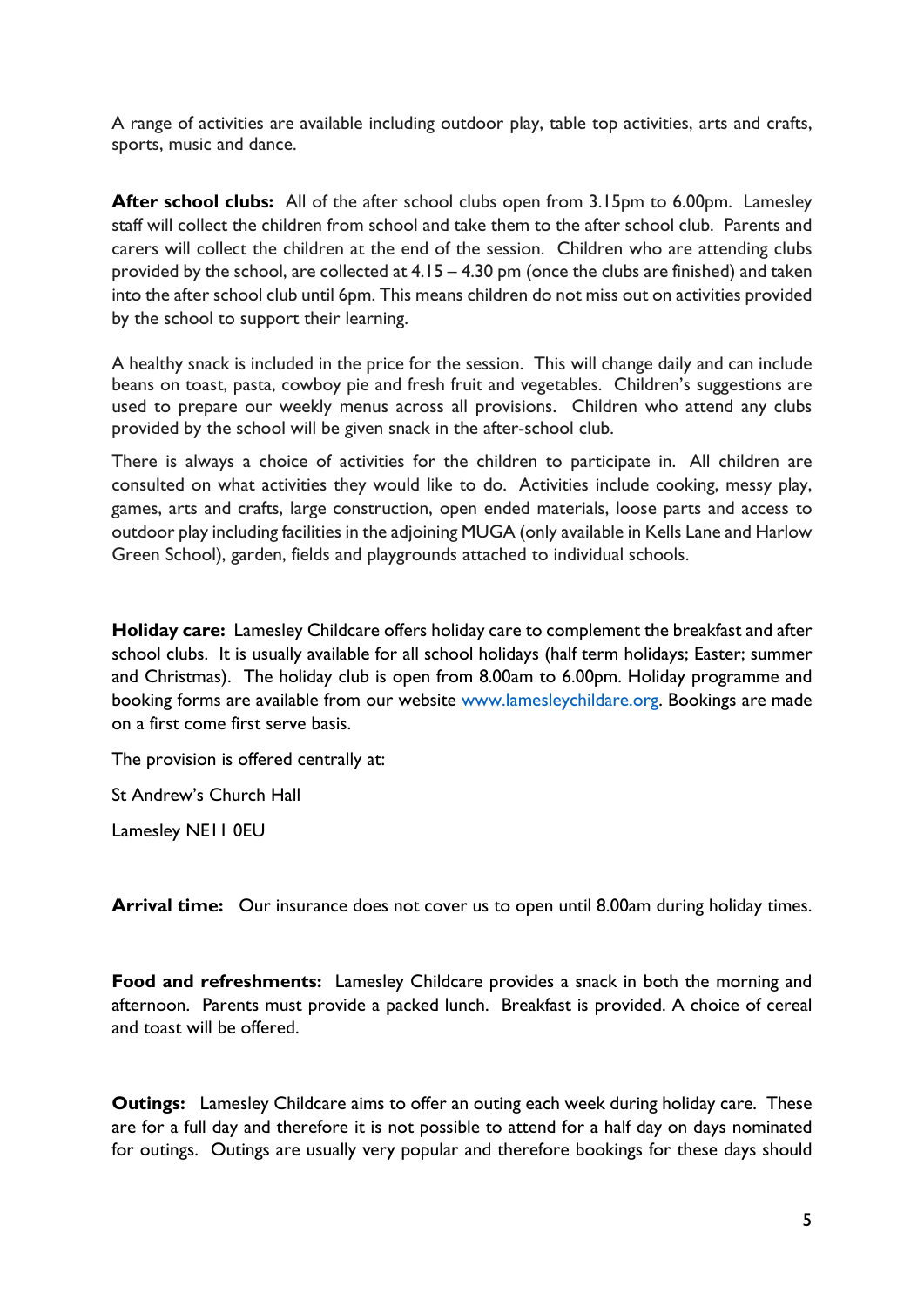A range of activities are available including outdoor play, table top activities, arts and crafts, sports, music and dance.

**After school clubs:** All of the after school clubs open from 3.15pm to 6.00pm. Lamesley staff will collect the children from school and take them to the after school club. Parents and carers will collect the children at the end of the session. Children who are attending clubs provided by the school, are collected at 4.15 – 4.30 pm (once the clubs are finished) and taken into the after school club until 6pm. This means children do not miss out on activities provided by the school to support their learning.

A healthy snack is included in the price for the session. This will change daily and can include beans on toast, pasta, cowboy pie and fresh fruit and vegetables. Children's suggestions are used to prepare our weekly menus across all provisions. Children who attend any clubs provided by the school will be given snack in the after-school club.

There is always a choice of activities for the children to participate in. All children are consulted on what activities they would like to do. Activities include cooking, messy play, games, arts and crafts, large construction, open ended materials, loose parts and access to outdoor play including facilities in the adjoining MUGA (only available in Kells Lane and Harlow Green School), garden, fields and playgrounds attached to individual schools.

**Holiday care:** Lamesley Childcare offers holiday care to complement the breakfast and after school clubs. It is usually available for all school holidays (half term holidays; Easter; summer and Christmas). The holiday club is open from 8.00am to 6.00pm. Holiday programme and booking forms are available from our website [www.lamesleychildare.org](www.lamesleychildare.org). Bookings are made on a first come first serve basis.

The provision is offered centrally at:

St Andrew's Church Hall

Lamesley NE11 0EU

**Arrival time:** Our insurance does not cover us to open until 8.00am during holiday times.

**Food and refreshments:** Lamesley Childcare provides a snack in both the morning and afternoon. Parents must provide a packed lunch. Breakfast is provided. A choice of cereal and toast will be offered.

**Outings:** Lamesley Childcare aims to offer an outing each week during holiday care. These are for a full day and therefore it is not possible to attend for a half day on days nominated for outings. Outings are usually very popular and therefore bookings for these days should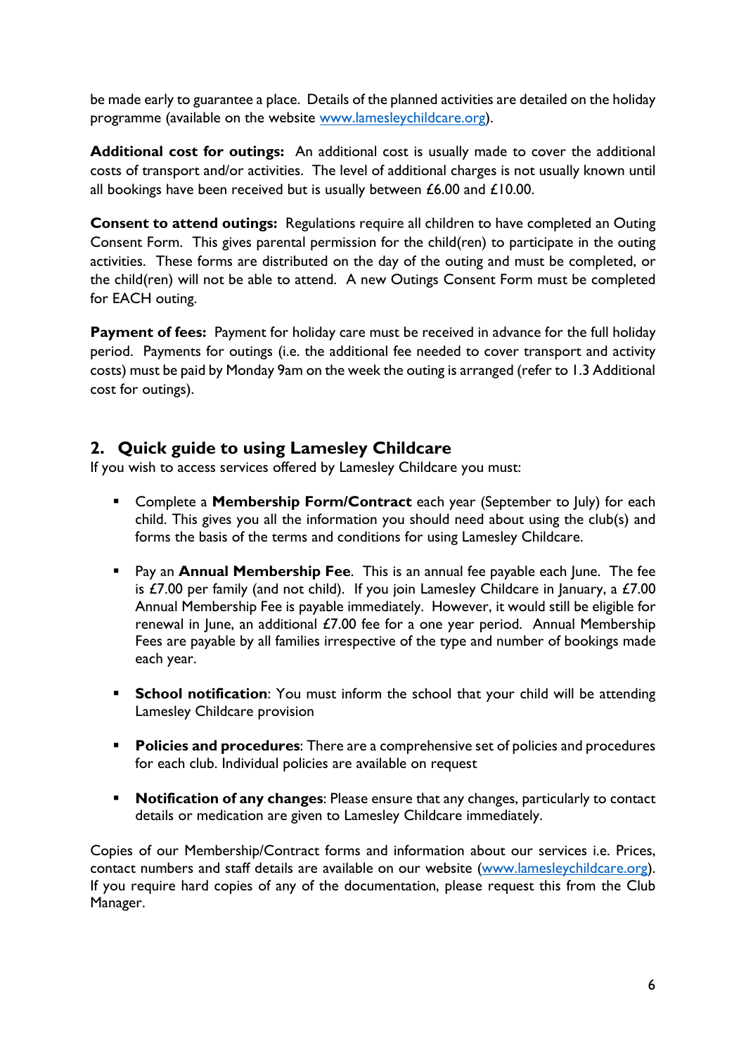be made early to guarantee a place. Details of the planned activities are detailed on the holiday programme (available on the website www.lamesleychildcare.org).

**Additional cost for outings:** An additional cost is usually made to cover the additional costs of transport and/or activities. The level of additional charges is not usually known until all bookings have been received but is usually between £6.00 and £10.00.

**Consent to attend outings:** Regulations require all children to have completed an Outing Consent Form. This gives parental permission for the child(ren) to participate in the outing activities. These forms are distributed on the day of the outing and must be completed, or the child(ren) will not be able to attend. A new Outings Consent Form must be completed for EACH outing.

**Payment of fees:** Payment for holiday care must be received in advance for the full holiday period. Payments for outings (i.e. the additional fee needed to cover transport and activity costs) must be paid by Monday 9am on the week the outing is arranged (refer to 1.3 Additional cost for outings).

## 2. Quick guide to using Lamesley Childcare

If you wish to access services offered by Lamesley Childcare you must:

- Complete a **Membership Form/Contract** each year (September to July) for each child. This gives you all the information you should need about using the club(s) and forms the basis of the terms and conditions for using Lamesley Childcare.

- Pay an **Annual Membership Fee**. This is an annual fee payable each June. The fee is £7.00 per family (and not child). If you join Lamesley Childcare in January, a £7.00 Annual Membership Fee is payable immediately. However, it would still be eligible for renewal in June, an additional £7.00 fee for a one year period. Annual Membership Fees are payable by all families irrespective of the type and number of bookings made each year.

- **School notification**: You must inform the school that your child will be attending Lamesley Childcare provision

- **Policies and procedures**: There are a comprehensive set of policies and procedures for each club. Individual policies are available on request

- **Notification of any changes**: Please ensure that any changes, particularly to contact details or medication are given to Lamesley Childcare immediately.

Copies of our Membership/Contract forms and information about our services i.e. Prices, contact numbers and staff details are available on our website (www.lamesleychildcare.org). If you require hard copies of any of the documentation, please request this from the Club Manager.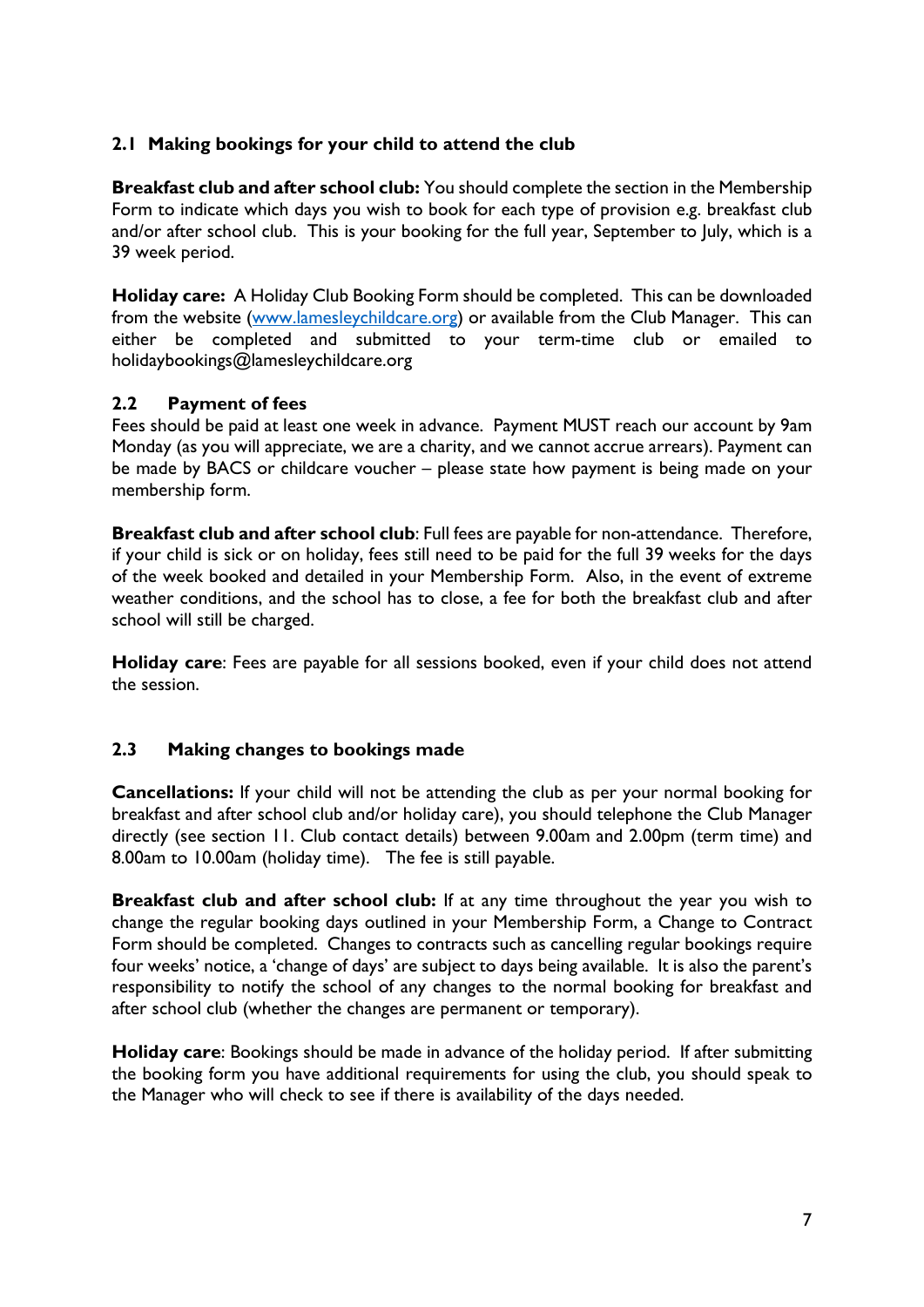### 2.1 Making bookings for your child to attend the club

**Breakfast club and after school club:** You should complete the section in the Membership Form to indicate which days you wish to book for each type of provision e.g. breakfast club and/or after school club. This is your booking for the full year, September to July, which is a 39 week period.

**Holiday care:** A Holiday Club Booking Form should be completed. This can be downloaded from the website ([www.lamesleychildcare.org](www.lamesleychildcare.org)) or available from the Club Manager. This can either be completed and submitted to your term-time club or emailed to holidaybookings@lamesleychildcare.org

### 2.2 Payment of fees

Fees should be paid at least one week in advance. Payment MUST reach our account by 9am Monday (as you will appreciate, we are a charity, and we cannot accrue arrears). Payment can be made by BACS or childcare voucher – please state how payment is being made on your membership form.

**Breakfast club and after school club**: Full fees are payable for non-attendance. Therefore, if your child is sick or on holiday, fees still need to be paid for the full 39 weeks for the days of the week booked and detailed in your Membership Form. Also, in the event of extreme weather conditions, and the school has to close, a fee for both the breakfast club and after school will still be charged.

**Holiday care**: Fees are payable for all sessions booked, even if your child does not attend the session.

### 2.3 Making changes to bookings made

**Cancellations:** If your child will not be attending the club as per your normal booking for breakfast and after school club and/or holiday care), you should telephone the Club Manager directly (see section 11. Club contact details) between 9.00am and 2.00pm (term time) and 8.00am to 10.00am (holiday time). The fee is still payable.

**Breakfast club and after school club:** If at any time throughout the year you wish to change the regular booking days outlined in your Membership Form, a Change to Contract Form should be completed. Changes to contracts such as cancelling regular bookings require four weeks' notice, a 'change of days' are subject to days being available. It is also the parent's responsibility to notify the school of any changes to the normal booking for breakfast and after school club (whether the changes are permanent or temporary).

**Holiday care**: Bookings should be made in advance of the holiday period. If after submitting the booking form you have additional requirements for using the club, you should speak to the Manager who will check to see if there is availability of the days needed.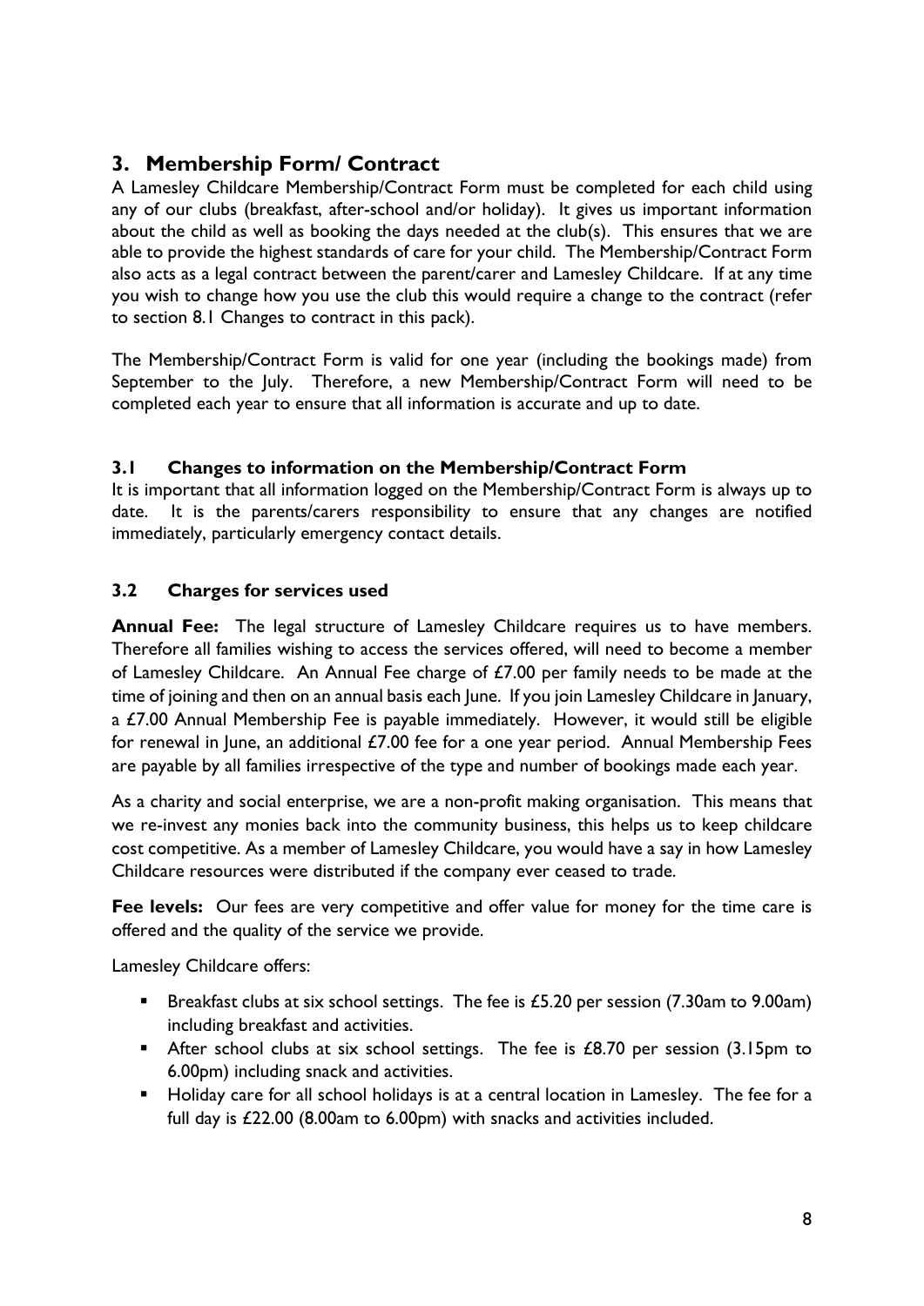## 3. Membership Form/ Contract

A Lamesley Childcare Membership/Contract Form must be completed for each child using any of our clubs (breakfast, after-school and/or holiday). It gives us important information about the child as well as booking the days needed at the club(s). This ensures that we are able to provide the highest standards of care for your child. The Membership/Contract Form also acts as a legal contract between the parent/carer and Lamesley Childcare. If at any time you wish to change how you use the club this would require a change to the contract (refer to section 8.1 Changes to contract in this pack).

The Membership/Contract Form is valid for one year (including the bookings made) from September to the July. Therefore, a new Membership/Contract Form will need to be completed each year to ensure that all information is accurate and up to date.

### 3.1 Changes to information on the Membership/Contract Form

It is important that all information logged on the Membership/Contract Form is always up to date. It is the parents/carers responsibility to ensure that any changes are notified immediately, particularly emergency contact details.

### 3.2 Charges for services used

**Annual Fee:** The legal structure of Lamesley Childcare requires us to have members. Therefore all families wishing to access the services offered, will need to become a member of Lamesley Childcare. An Annual Fee charge of £7.00 per family needs to be made at the time of joining and then on an annual basis each June. If you join Lamesley Childcare in January, a £7.00 Annual Membership Fee is payable immediately. However, it would still be eligible for renewal in June, an additional £7.00 fee for a one year period. Annual Membership Fees are payable by all families irrespective of the type and number of bookings made each year.

As a charity and social enterprise, we are a non-profit making organisation. This means that we re-invest any monies back into the community business, this helps us to keep childcare cost competitive. As a member of Lamesley Childcare, you would have a say in how Lamesley Childcare resources were distributed if the company ever ceased to trade.

**Fee levels:** Our fees are very competitive and offer value for money for the time care is offered and the quality of the service we provide.

Lamesley Childcare offers:

- Breakfast clubs at six school settings. The fee is £5.20 per session (7.30am to 9.00am) including breakfast and activities.
- After school clubs at six school settings. The fee is £8.70 per session (3.15pm to 6.00pm) including snack and activities.
- Holiday care for all school holidays is at a central location in Lamesley. The fee for a full day is £22.00 (8.00am to 6.00pm) with snacks and activities included.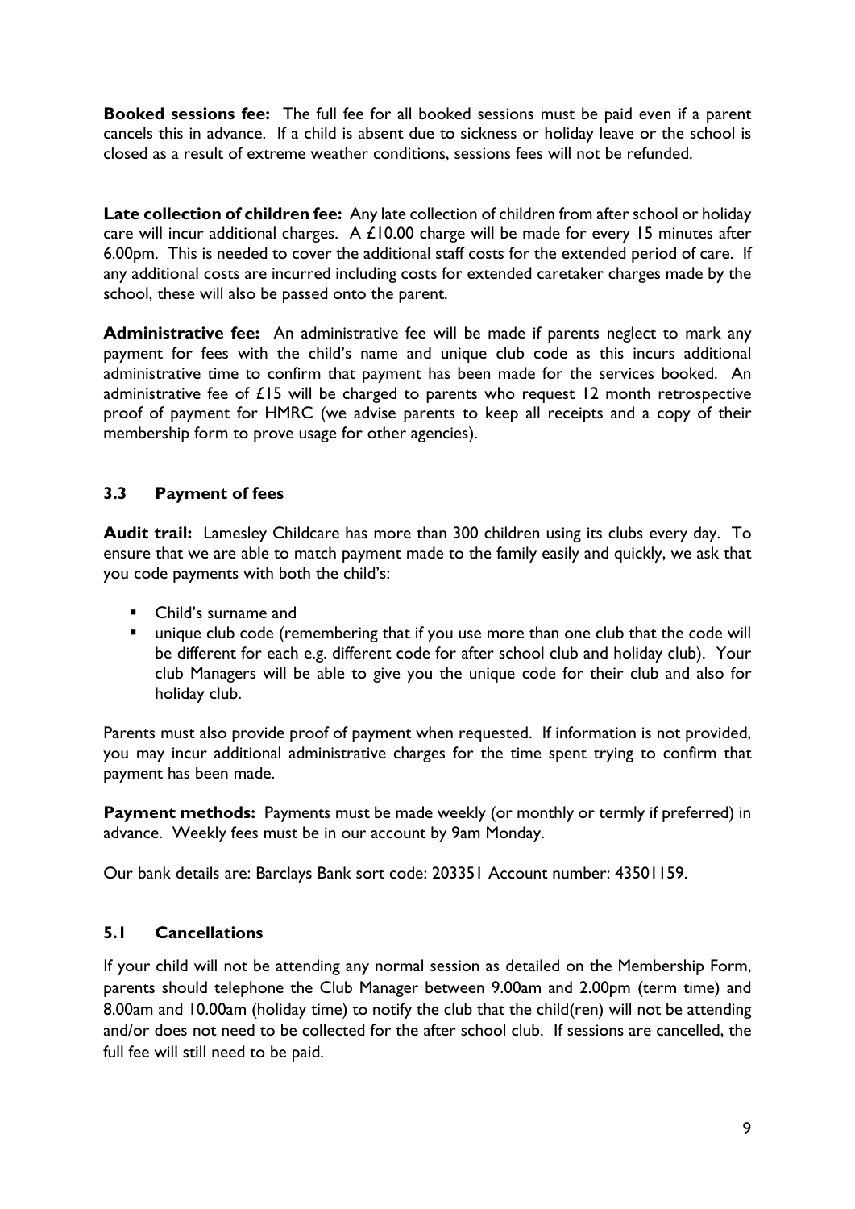**Booked sessions fee:** The full fee for all booked sessions must be paid even if a parent cancels this in advance. If a child is absent due to sickness or holiday leave or the school is closed as a result of extreme weather conditions, sessions fees will not be refunded.

**Late collection of children fee:** Any late collection of children from after school or holiday care will incur additional charges. A £10.00 charge will be made for every 15 minutes after 6.00pm. This is needed to cover the additional staff costs for the extended period of care. If any additional costs are incurred including costs for extended caretaker charges made by the school, these will also be passed onto the parent.

**Administrative fee:** An administrative fee will be made if parents neglect to mark any payment for fees with the child's name and unique club code as this incurs additional administrative time to confirm that payment has been made for the services booked. An administrative fee of £15 will be charged to parents who request 12 month retrospective proof of payment for HMRC (we advise parents to keep all receipts and a copy of their membership form to prove usage for other agencies).

### 3.3 Payment of fees

**Audit trail:** Lamesley Childcare has more than 300 children using its clubs every day. To ensure that we are able to match payment made to the family easily and quickly, we ask that you code payments with both the child's:

- Child's surname and
- unique club code (remembering that if you use more than one club that the code will be different for each e.g. different code for after school club and holiday club). Your club Managers will be able to give you the unique code for their club and also for holiday club.

Parents must also provide proof of payment when requested. If information is not provided, you may incur additional administrative charges for the time spent trying to confirm that payment has been made.

**Payment methods:** Payments must be made weekly (or monthly or termly if preferred) in advance. Weekly fees must be in our account by 9am Monday.

Our bank details are: Barclays Bank sort code: 203351 Account number: 43501159.

### 5.1 Cancellations

If your child will not be attending any normal session as detailed on the Membership Form, parents should telephone the Club Manager between 9.00am and 2.00pm (term time) and 8.00am and 10.00am (holiday time) to notify the club that the child(ren) will not be attending and/or does not need to be collected for the after school club. If sessions are cancelled, the full fee will still need to be paid.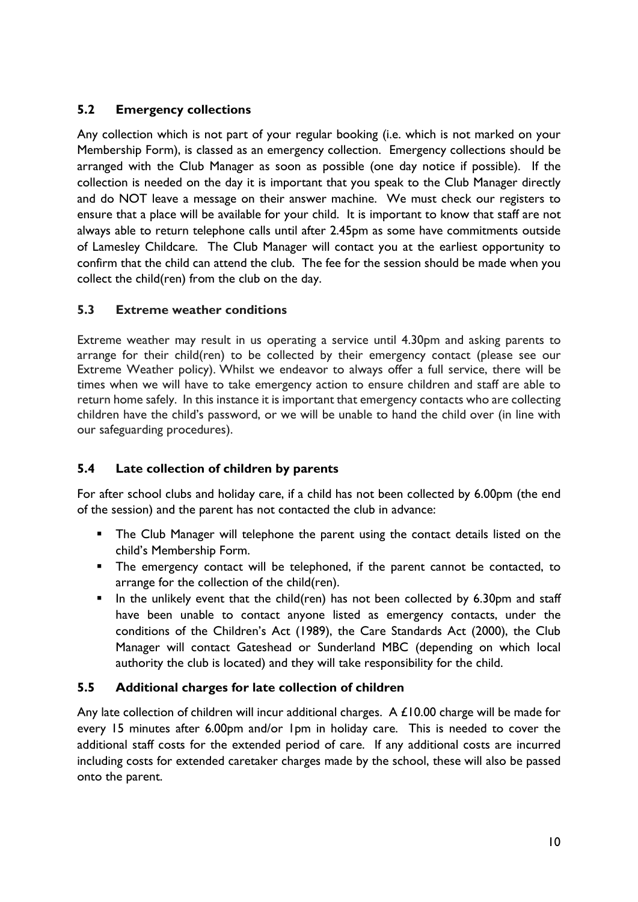### 5.2 Emergency collections

Any collection which is not part of your regular booking (i.e. which is not marked on your Membership Form), is classed as an emergency collection. Emergency collections should be arranged with the Club Manager as soon as possible (one day notice if possible). If the collection is needed on the day it is important that you speak to the Club Manager directly and do NOT leave a message on their answer machine. We must check our registers to ensure that a place will be available for your child. It is important to know that staff are not always able to return telephone calls until after 2.45pm as some have commitments outside of Lamesley Childcare. The Club Manager will contact you at the earliest opportunity to confirm that the child can attend the club. The fee for the session should be made when you collect the child(ren) from the club on the day.

### 5.3 Extreme weather conditions

Extreme weather may result in us operating a service until 4.30pm and asking parents to arrange for their child(ren) to be collected by their emergency contact (please see our Extreme Weather policy). Whilst we endeavor to always offer a full service, there will be times when we will have to take emergency action to ensure children and staff are able to return home safely. In this instance it is important that emergency contacts who are collecting children have the child's password, or we will be unable to hand the child over (in line with our safeguarding procedures).

### 5.4 Late collection of children by parents

For after school clubs and holiday care, if a child has not been collected by 6.00pm (the end of the session) and the parent has not contacted the club in advance:

- The Club Manager will telephone the parent using the contact details listed on the child's Membership Form.
- The emergency contact will be telephoned, if the parent cannot be contacted, to arrange for the collection of the child(ren).
- In the unlikely event that the child(ren) has not been collected by 6.30pm and staff have been unable to contact anyone listed as emergency contacts, under the conditions of the Children's Act (1989), the Care Standards Act (2000), the Club Manager will contact Gateshead or Sunderland MBC (depending on which local authority the club is located) and they will take responsibility for the child.

### 5.5 Additional charges for late collection of children

Any late collection of children will incur additional charges. A £10.00 charge will be made for every 15 minutes after 6.00pm and/or 1pm in holiday care. This is needed to cover the additional staff costs for the extended period of care. If any additional costs are incurred including costs for extended caretaker charges made by the school, these will also be passed onto the parent.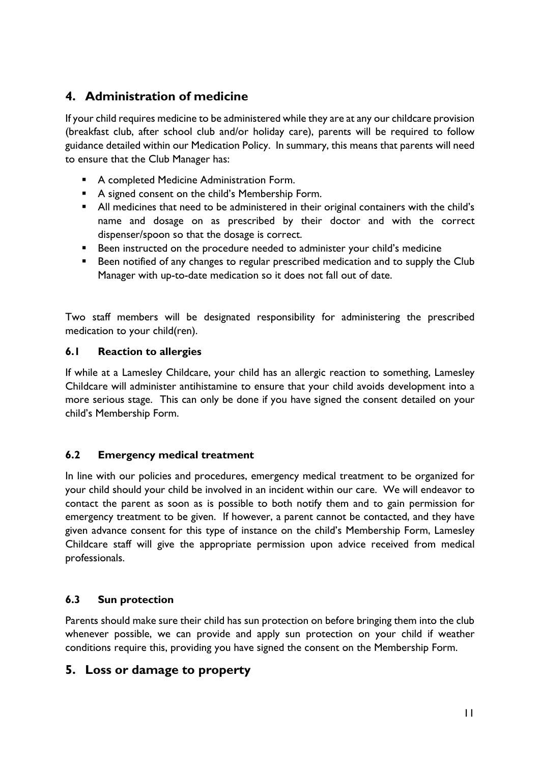## 4. Administration of medicine

If your child requires medicine to be administered while they are at any our childcare provision (breakfast club, after school club and/or holiday care), parents will be required to follow guidance detailed within our Medication Policy. In summary, this means that parents will need to ensure that the Club Manager has:

- A completed Medicine Administration Form.
- A signed consent on the child's Membership Form.
- All medicines that need to be administered in their original containers with the child's name and dosage on as prescribed by their doctor and with the correct dispenser/spoon so that the dosage is correct.
- Been instructed on the procedure needed to administer your child's medicine
- Been notified of any changes to regular prescribed medication and to supply the Club Manager with up-to-date medication so it does not fall out of date.

Two staff members will be designated responsibility for administering the prescribed medication to your child(ren).

### 6.1 Reaction to allergies

If while at a Lamesley Childcare, your child has an allergic reaction to something, Lamesley Childcare will administer antihistamine to ensure that your child avoids development into a more serious stage. This can only be done if you have signed the consent detailed on your child's Membership Form.

### 6.2 Emergency medical treatment

In line with our policies and procedures, emergency medical treatment to be organized for your child should your child be involved in an incident within our care. We will endeavor to contact the parent as soon as is possible to both notify them and to gain permission for emergency treatment to be given. If however, a parent cannot be contacted, and they have given advance consent for this type of instance on the child's Membership Form, Lamesley Childcare staff will give the appropriate permission upon advice received from medical professionals.

### 6.3 Sun protection

Parents should make sure their child has sun protection on before bringing them into the club whenever possible, we can provide and apply sun protection on your child if weather conditions require this, providing you have signed the consent on the Membership Form.

## 5. Loss or damage to property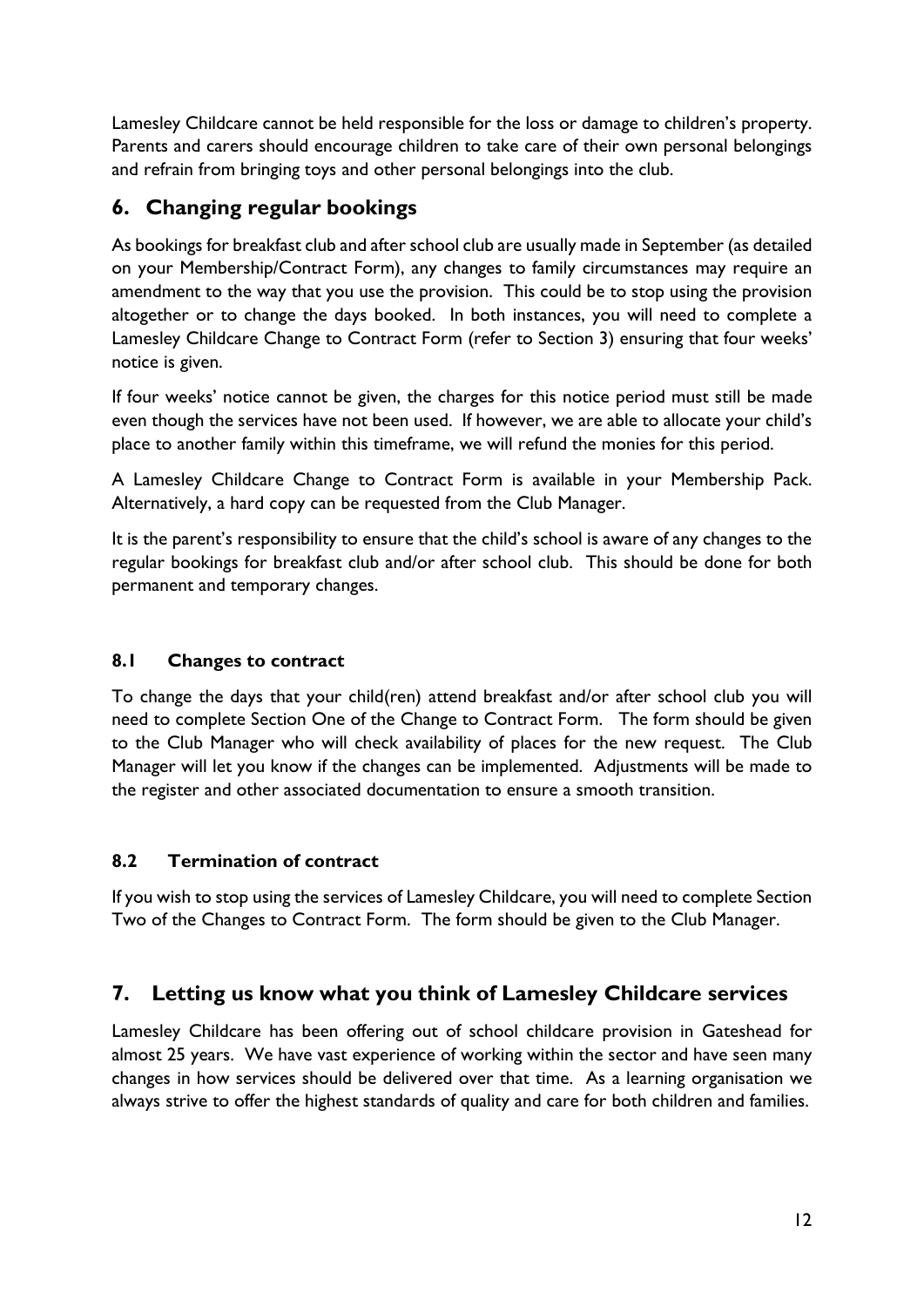Lamesley Childcare cannot be held responsible for the loss or damage to children's property. Parents and carers should encourage children to take care of their own personal belongings and refrain from bringing toys and other personal belongings into the club.

## 6. Changing regular bookings

As bookings for breakfast club and after school club are usually made in September (as detailed on your Membership/Contract Form), any changes to family circumstances may require an amendment to the way that you use the provision. This could be to stop using the provision altogether or to change the days booked. In both instances, you will need to complete a Lamesley Childcare Change to Contract Form (refer to Section 3) ensuring that four weeks' notice is given.

If four weeks' notice cannot be given, the charges for this notice period must still be made even though the services have not been used. If however, we are able to allocate your child's place to another family within this timeframe, we will refund the monies for this period.

A Lamesley Childcare Change to Contract Form is available in your Membership Pack. Alternatively, a hard copy can be requested from the Club Manager.

It is the parent's responsibility to ensure that the child's school is aware of any changes to the regular bookings for breakfast club and/or after school club. This should be done for both permanent and temporary changes.

### 8.1 Changes to contract

To change the days that your child(ren) attend breakfast and/or after school club you will need to complete Section One of the Change to Contract Form. The form should be given to the Club Manager who will check availability of places for the new request. The Club Manager will let you know if the changes can be implemented. Adjustments will be made to the register and other associated documentation to ensure a smooth transition.

### 8.2 Termination of contract

If you wish to stop using the services of Lamesley Childcare, you will need to complete Section Two of the Changes to Contract Form. The form should be given to the Club Manager.

## 7. Letting us know what you think of Lamesley Childcare services

Lamesley Childcare has been offering out of school childcare provision in Gateshead for almost 25 years. We have vast experience of working within the sector and have seen many changes in how services should be delivered over that time. As a learning organisation we always strive to offer the highest standards of quality and care for both children and families.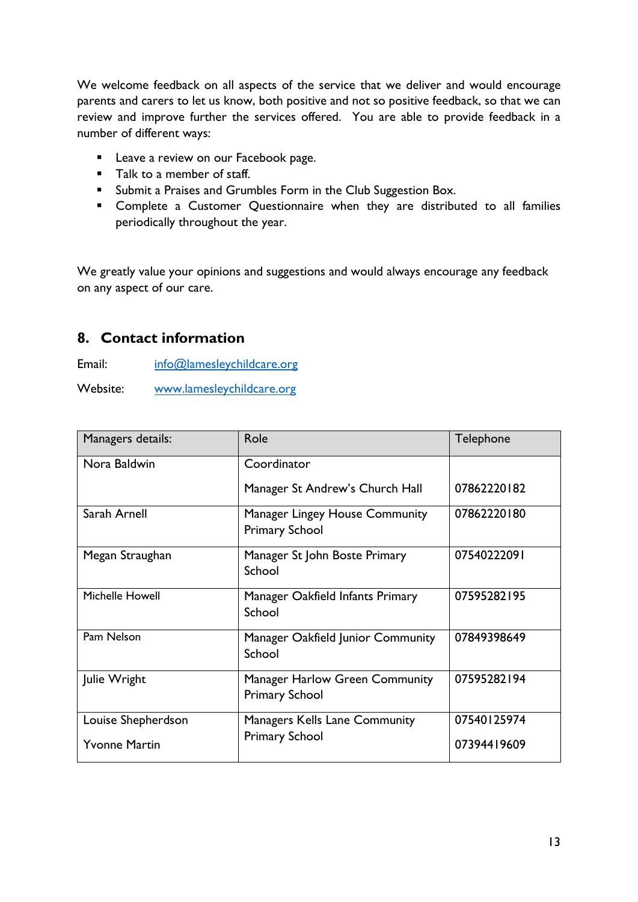We welcome feedback on all aspects of the service that we deliver and would encourage parents and carers to let us know, both positive and not so positive feedback, so that we can review and improve further the services offered. You are able to provide feedback in a number of different ways:

- Leave a review on our Facebook page.
- Talk to a member of staff.
- Submit a Praises and Grumbles Form in the Club Suggestion Box.
- Complete a Customer Questionnaire when they are distributed to all families periodically throughout the year.

We greatly value your opinions and suggestions and would always encourage any feedback on any aspect of our care.

## 8. Contact information

Email: info@lamesleychildcare.org

Website: www.lamesleychildcare.org

| Managers details: | Role | Telephone |
|---|---|---|
| Nora Baldwin | Coordinator<br>Manager St Andrew's Church Hall | 07862220182 |
| Sarah Arnell | Manager Lingey House Community Primary School | 07862220180 |
| Megan Straughan | Manager St John Boste Primary School | 07540222091 |
| Michelle Howell | Manager Oakfield Infants Primary School | 07595282195 |
| Pam Nelson | Manager Oakfield Junior Community School | 07849398649 |
| Julie Wright | Manager Harlow Green Community Primary School | 07595282194 |
| Louise Shepherdson<br>Yvonne Martin | Managers Kells Lane Community Primary School | 07540125974<br>07394419609 |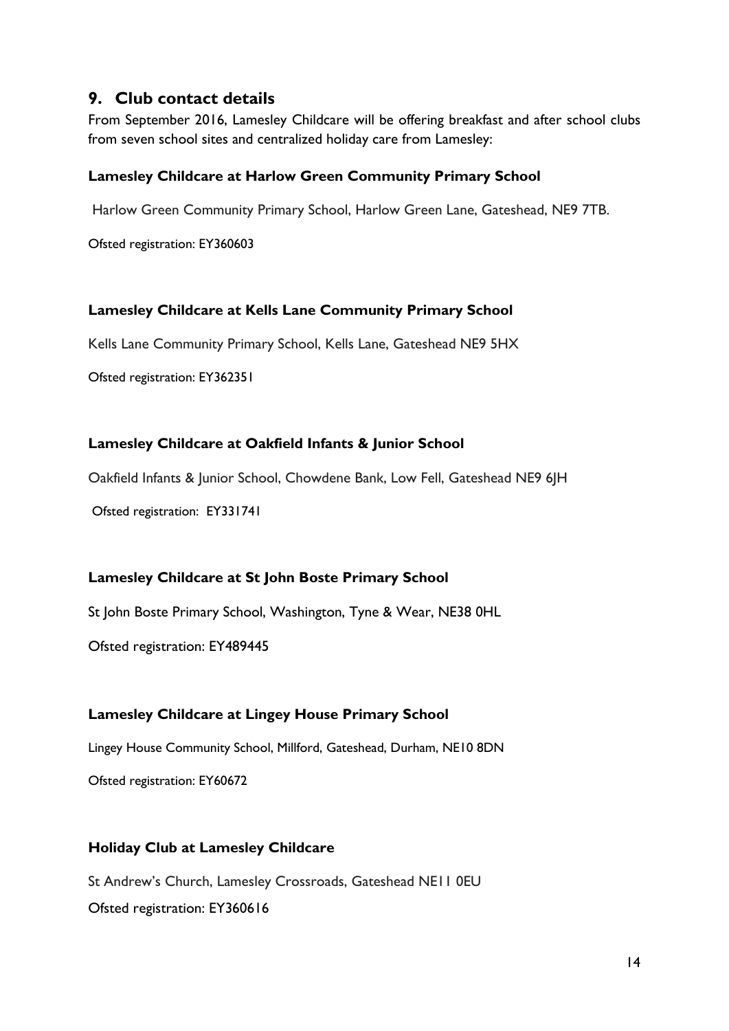## 9. Club contact details

From September 2016, Lamesley Childcare will be offering breakfast and after school clubs from seven school sites and centralized holiday care from Lamesley:

**Lamesley Childcare at Harlow Green Community Primary School**

Harlow Green Community Primary School, Harlow Green Lane, Gateshead, NE9 7TB.

Ofsted registration: EY360603

**Lamesley Childcare at Kells Lane Community Primary School**

Kells Lane Community Primary School, Kells Lane, Gateshead NE9 5HX

Ofsted registration: EY362351

**Lamesley Childcare at Oakfield Infants & Junior School**

Oakfield Infants & Junior School, Chowdene Bank, Low Fell, Gateshead NE9 6JH

Ofsted registration: EY331741

**Lamesley Childcare at St John Boste Primary School**

St John Boste Primary School, Washington, Tyne & Wear, NE38 0HL

Ofsted registration: EY489445

**Lamesley Childcare at Lingey House Primary School**

Lingey House Community School, Millford, Gateshead, Durham, NE10 8DN

Ofsted registration: EY60672

**Holiday Club at Lamesley Childcare**

St Andrew's Church, Lamesley Crossroads, Gateshead NE11 0EU

Ofsted registration: EY360616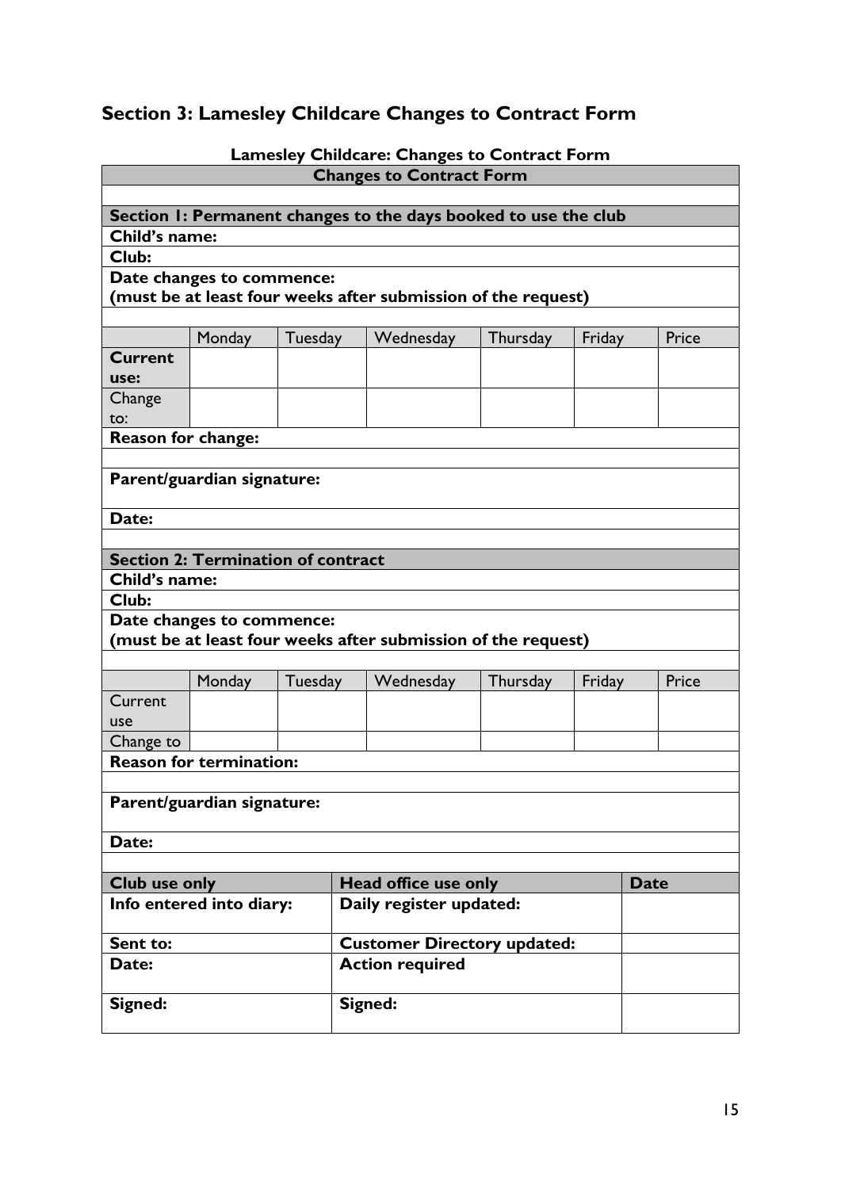## Section 3: Lamesley Childcare Changes to Contract Form

**Lamesley Childcare: Changes to Contract Form**

| **Changes to Contract Form** | | | | | | |
|---|---|---|---|---|---|---|
| | | | | | | |
| **Section 1: Permanent changes to the days booked to use the club** | | | | | | |
| **Child's name:** | | | | | | |
| **Club:** | | | | | | |
| **Date changes to commence:** **(must be at least four weeks after submission of the request)** | | | | | | |
| | | | | | | |
| | Monday | Tuesday | Wednesday | Thursday | Friday | Price |
| **Current use:** | | | | | | |
| Change to: | | | | | | |
| **Reason for change:** | | | | | | |
| | | | | | | |
| **Parent/guardian signature:** | | | | | | |
| **Date:** | | | | | | |
| | | | | | | |
| **Section 2: Termination of contract** | | | | | | |
| **Child's name:** | | | | | | |
| **Club:** | | | | | | |
| **Date changes to commence:** **(must be at least four weeks after submission of the request)** | | | | | | |
| | | | | | | |
| | Monday | Tuesday | Wednesday | Thursday | Friday | Price |
| Current use | | | | | | |
| Change to | | | | | | |
| **Reason for termination:** | | | | | | |
| | | | | | | |
| **Parent/guardian signature:** | | | | | | |
| **Date:** | | | | | | |

| **Club use only** | **Head office use only** | **Date** |
|---|---|---|
| **Info entered into diary:** | **Daily register updated:** | |
| **Sent to:** | **Customer Directory updated:** | |
| **Date:** | **Action required** | |
| **Signed:** | **Signed:** | |